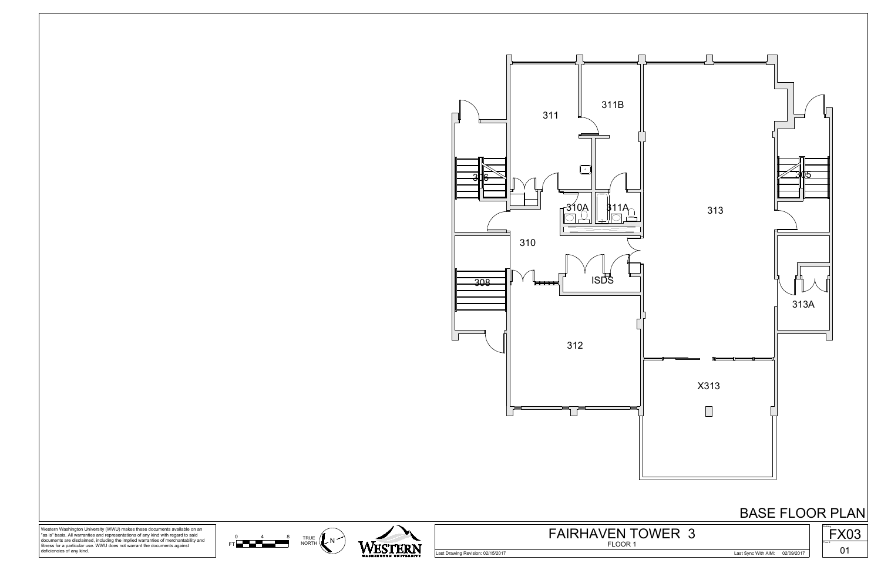# BASE FLOOR PLAN

## FAIRHAVEN TOWER 3

FLOOR 1

Room labels: 311, 311B, 306, 305, 310A, 311A, 313, 310, 308, ISDS, 313A, 312, X313

Building: FX03

Floor #: 01

Last Drawing Revision: 02/15/2017

Last Sync With AIM: 02/09/2017

FT 0 4 8

TRUE NORTH N

WESTERN WASHINGTON UNIVERSITY

Western Washington University (WWU) makes these documents available on an "as is" basis. All warranties and representations of any kind with regard to said documents are disclaimed, including the implied warranties of merchantability and fitness for a particular use. WWU does not warrant the documents against deficiencies of any kind.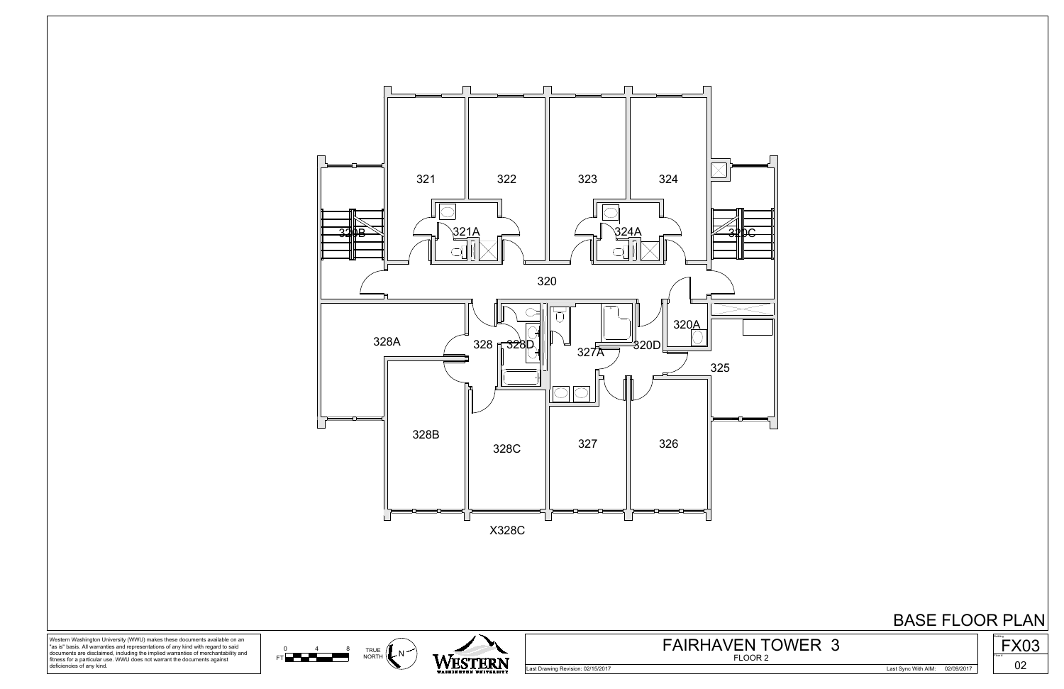321

322

323

324

320B

321A

324A

320C

320

328A

328

328D

327A

320D

320A

325

328B

328C

327

326

X328C

BASE FLOOR PLAN

Western Washington University (WWU) makes these documents available on an "as is" basis. All warranties and representations of any kind with regard to said documents are disclaimed, including the implied warranties of merchantability and fitness for a particular use. WWU does not warrant the documents against deficiencies of any kind.

0 4 8 FT

TRUE NORTH N

WESTERN WASHINGTON UNIVERSITY

# FAIRHAVEN TOWER 3

FLOOR 2

Last Drawing Revision: 02/15/2017

Last Sync With AIM: 02/09/2017

Building FX03

Floor # 02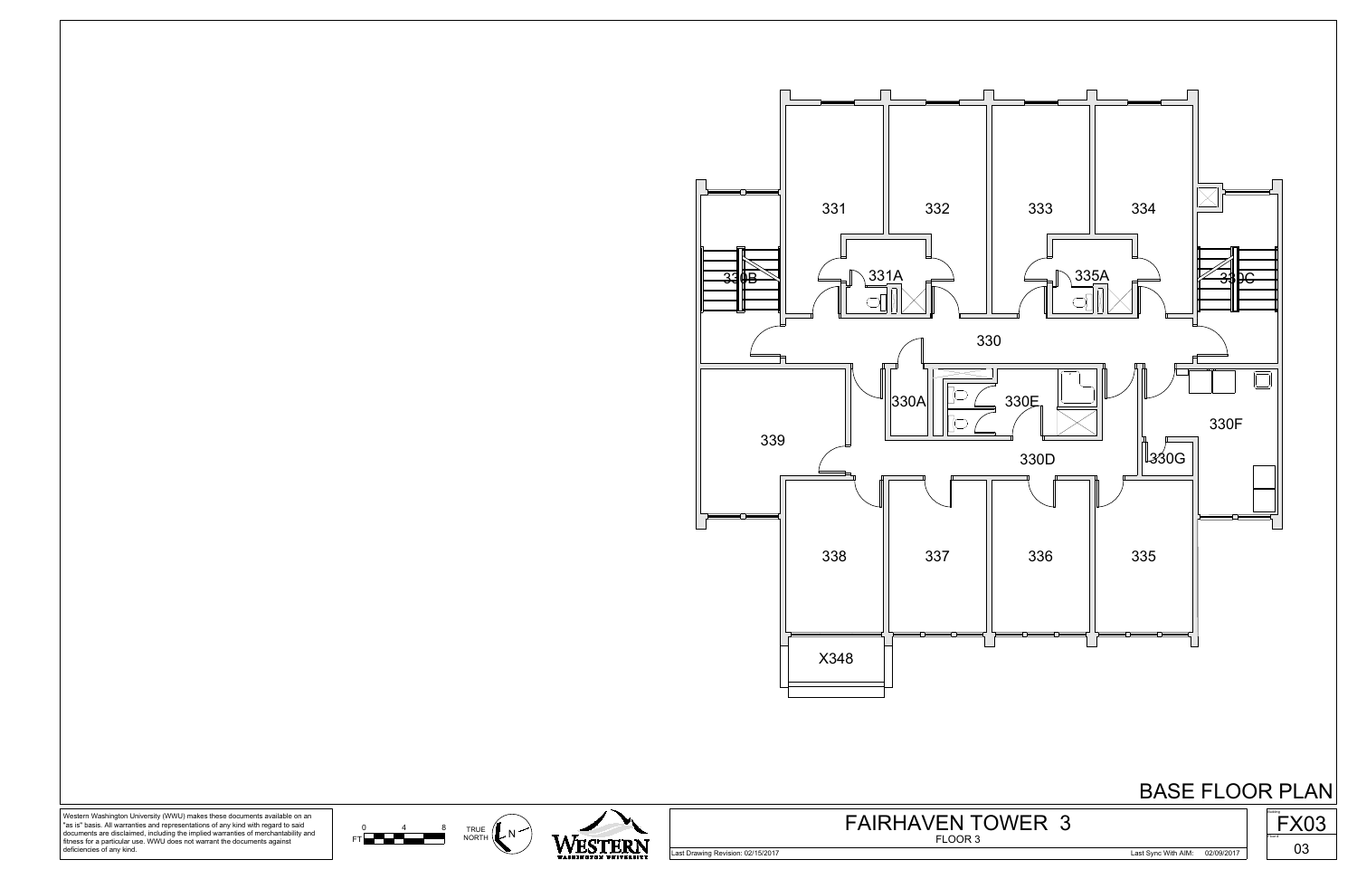331

332

333

334

331A

335A

330B

330C

330

330A

330E

330F

339

330D

330G

338

337

336

335

X348

# BASE FLOOR PLAN

Western Washington University (WWU) makes these documents available on an "as is" basis. All warranties and representations of any kind with regard to said documents are disclaimed, including the implied warranties of merchantability and fitness for a particular use. WWU does not warrant the documents against deficiencies of any kind.

FT 0 4 8

TRUE NORTH N

WESTERN WASHINGTON UNIVERSITY

## FAIRHAVEN TOWER 3

FLOOR 3

Last Drawing Revision: 02/15/2017

Last Sync With AIM: 02/09/2017

Building FX03

Floor # 03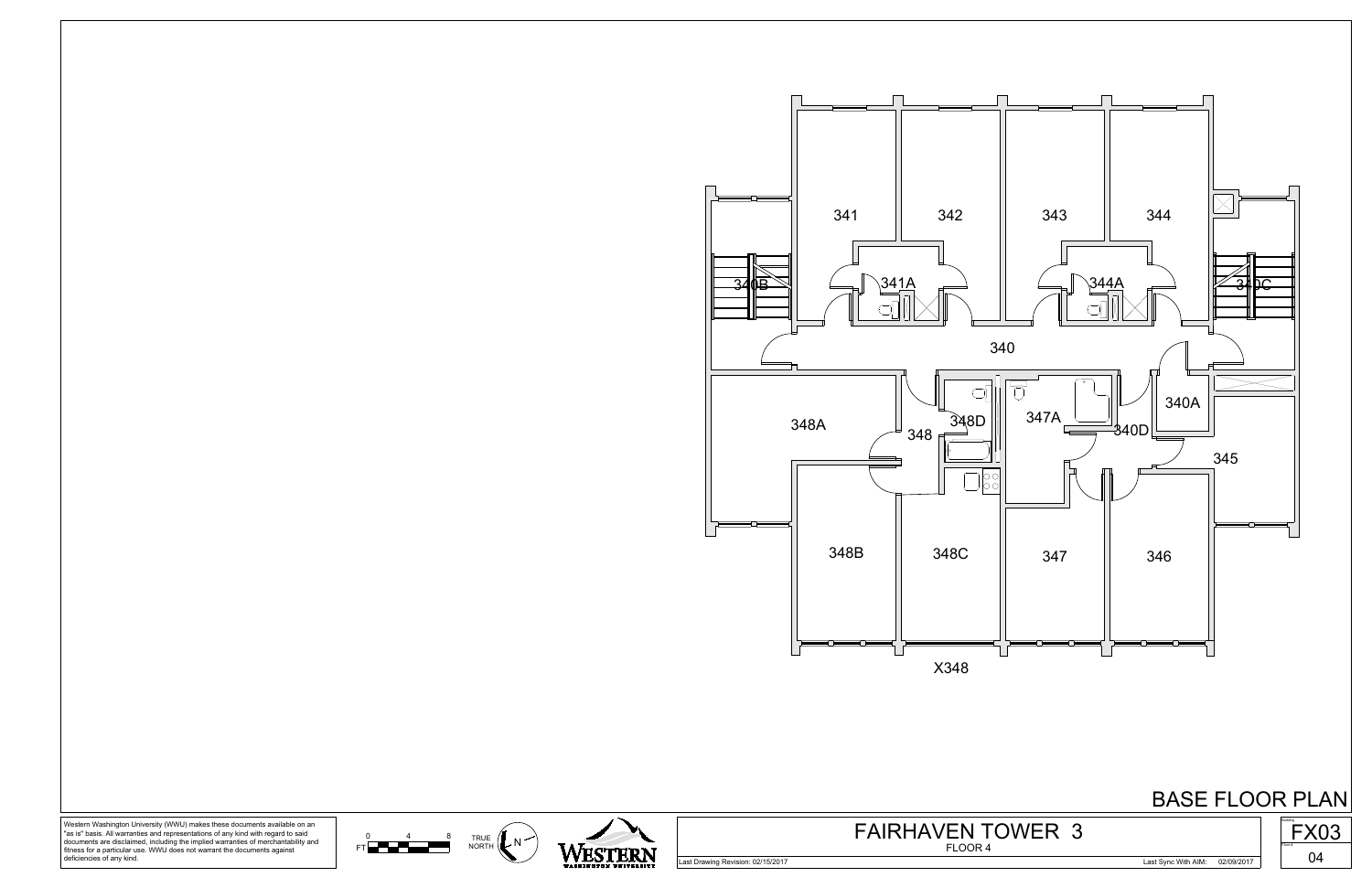341

342

343

344

340B

341A

344A

340C

340

348A

348

348D

347A

340D

340A

345

348B

348C

347

346

X348

BASE FLOOR PLAN

Western Washington University (WWU) makes these documents available on an "as is" basis. All warranties and representations of any kind with regard to said documents are disclaimed, including the implied warranties of merchantability and fitness for a particular use. WWU does not warrant the documents against deficiencies of any kind.

0 4 8

FT

TRUE NORTH

N

WESTERN WASHINGTON UNIVERSITY

# FAIRHAVEN TOWER 3

FLOOR 4

Last Drawing Revision: 02/15/2017

Last Sync With AIM: 02/09/2017

FX03

04